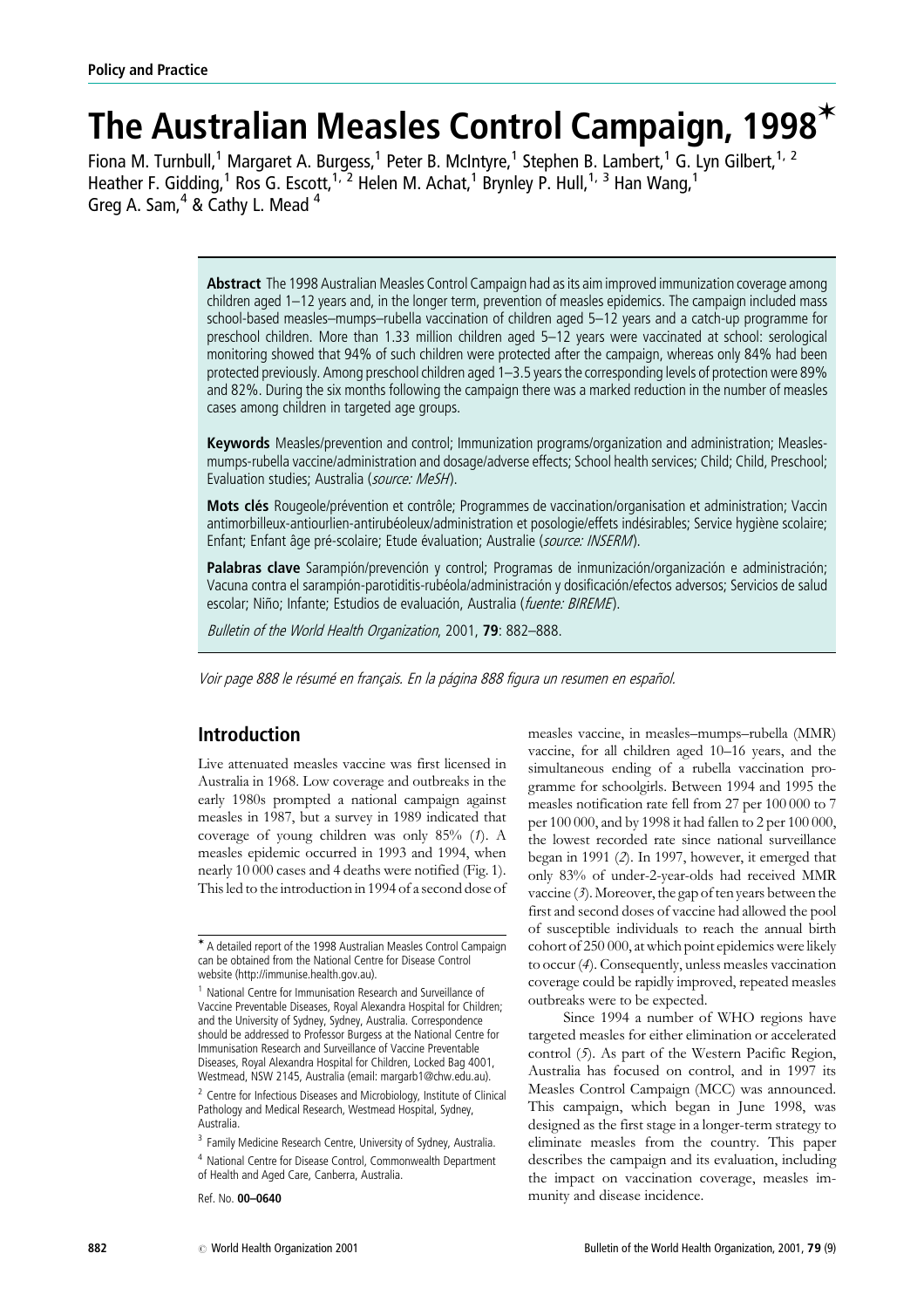Policy and Practice

# The Australian Measles Control Campaign, 1998*

Fiona M. Turnbull,[1] Margaret A. Burgess,[1] Peter B. McIntyre,[1] Stephen B. Lambert,[1] G. Lyn Gilbert,[1,2] Heather F. Gidding,[1] Ros G. Escott,[1,2] Helen M. Achat,[1] Brynley P. Hull,[1,3] Han Wang,[1] Greg A. Sam,[4] & Cathy L. Mead[4]

**Abstract** The 1998 Australian Measles Control Campaign had as its aim improved immunization coverage among children aged 1–12 years and, in the longer term, prevention of measles epidemics. The campaign included mass school-based measles–mumps–rubella vaccination of children aged 5–12 years and a catch-up programme for preschool children. More than 1.33 million children aged 5–12 years were vaccinated at school: serological monitoring showed that 94% of such children were protected after the campaign, whereas only 84% had been protected previously. Among preschool children aged 1–3.5 years the corresponding levels of protection were 89% and 82%. During the six months following the campaign there was a marked reduction in the number of measles cases among children in targeted age groups.

**Keywords** Measles/prevention and control; Immunization programs/organization and administration; Measles-mumps-rubella vaccine/administration and dosage/adverse effects; School health services; Child; Child, Preschool; Evaluation studies; Australia (*source: MeSH*).

**Mots clés** Rougeole/prévention et contrôle; Programmes de vaccination/organisation et administration; Vaccin antimorbilleux-antiourlien-antirubéoleux/administration et posologie/effets indésirables; Service hygiène scolaire; Enfant; Enfant âge pré-scolaire; Etude évaluation; Australie (*source: INSERM*).

**Palabras clave** Sarampión/prevención y control; Programas de inmunización/organización e administración; Vacuna contra el sarampión-parotiditis-rubéola/administración y dosificación/efectos adversos; Servicios de salud escolar; Niño; Infante; Estudios de evaluación, Australia (*fuente: BIREME*).

*Bulletin of the World Health Organization*, 2001, **79**: 882–888.

*Voir page 888 le résumé en français. En la página 888 figura un resumen en español.*

## Introduction

Live attenuated measles vaccine was first licensed in Australia in 1968. Low coverage and outbreaks in the early 1980s prompted a national campaign against measles in 1987, but a survey in 1989 indicated that coverage of young children was only 85% (*1*). A measles epidemic occurred in 1993 and 1994, when nearly 10 000 cases and 4 deaths were notified (Fig. 1). This led to the introduction in 1994 of a second dose of measles vaccine, in measles–mumps–rubella (MMR) vaccine, for all children aged 10–16 years, and the simultaneous ending of a rubella vaccination programme for schoolgirls. Between 1994 and 1995 the measles notification rate fell from 27 per 100 000 to 7 per 100 000, and by 1998 it had fallen to 2 per 100 000, the lowest recorded rate since national surveillance began in 1991 (*2*). In 1997, however, it emerged that only 83% of under-2-year-olds had received MMR vaccine (*3*). Moreover, the gap of ten years between the first and second doses of vaccine had allowed the pool of susceptible individuals to reach the annual birth cohort of 250 000, at which point epidemics were likely to occur (*4*). Consequently, unless measles vaccination coverage could be rapidly improved, repeated measles outbreaks were to be expected.

Since 1994 a number of WHO regions have targeted measles for either elimination or accelerated control (*5*). As part of the Western Pacific Region, Australia has focused on control, and in 1997 its Measles Control Campaign (MCC) was announced. This campaign, which began in June 1998, was designed as the first stage in a longer-term strategy to eliminate measles from the country. This paper describes the campaign and its evaluation, including the impact on vaccination coverage, measles immunity and disease incidence.

* A detailed report of the 1998 Australian Measles Control Campaign can be obtained from the National Centre for Disease Control website (http://immunise.health.gov.au).

[1] National Centre for Immunisation Research and Surveillance of Vaccine Preventable Diseases, Royal Alexandra Hospital for Children; and the University of Sydney, Sydney, Australia. Correspondence should be addressed to Professor Burgess at the National Centre for Immunisation Research and Surveillance of Vaccine Preventable Diseases, Royal Alexandra Hospital for Children, Locked Bag 4001, Westmead, NSW 2145, Australia (email: margarb1@chw.edu.au).

[2] Centre for Infectious Diseases and Microbiology, Institute of Clinical Pathology and Medical Research, Westmead Hospital, Sydney, Australia.

[3] Family Medicine Research Centre, University of Sydney, Australia.

[4] National Centre for Disease Control, Commonwealth Department of Health and Aged Care, Canberra, Australia.

Ref. No. **00–0640**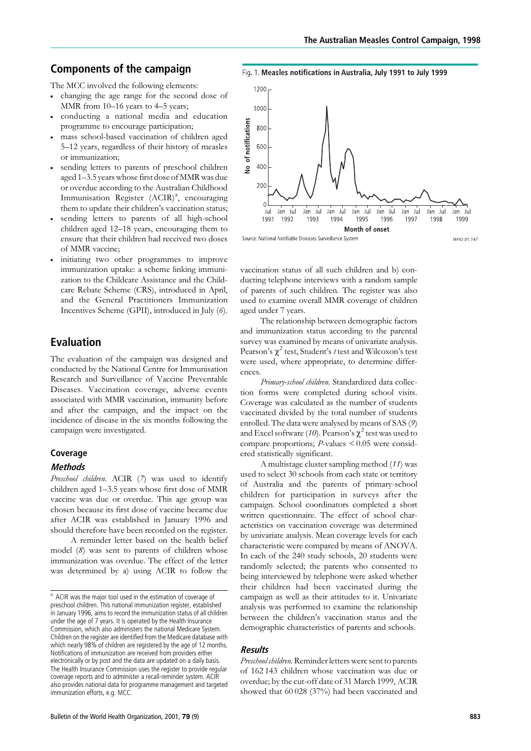## Components of the campaign

The MCC involved the following elements:

- changing the age range for the second dose of MMR from 10–16 years to 4–5 years;
- conducting a national media and education programme to encourage participation;
- mass school-based vaccination of children aged 5–12 years, regardless of their history of measles or immunization;
- sending letters to parents of preschool children aged 1–3.5 years whose first dose of MMR was due or overdue according to the Australian Childhood Immunisation Register (ACIR)[a], encouraging them to update their children's vaccination status;
- sending letters to parents of all high-school children aged 12–18 years, encouraging them to ensure that their children had received two doses of MMR vaccine;
- initiating two other programmes to improve immunization uptake: a scheme linking immunization to the Childcare Assistance and the Childcare Rebate Scheme (CRS), introduced in April, and the General Practitioners Immunization Incentives Scheme (GPII), introduced in July (*6*).

## Evaluation

The evaluation of the campaign was designed and conducted by the National Centre for Immunisation Research and Surveillance of Vaccine Preventable Diseases. Vaccination coverage, adverse events associated with MMR vaccination, immunity before and after the campaign, and the impact on the incidence of disease in the six months following the campaign were investigated.

### Coverage

#### Methods

*Preschool children*. ACIR (*7*) was used to identify children aged 1–3.5 years whose first dose of MMR vaccine was due or overdue. This age group was chosen because its first dose of vaccine became due after ACIR was established in January 1996 and should therefore have been recorded on the register.

A reminder letter based on the health belief model (*8*) was sent to parents of children whose immunization was overdue. The effect of the letter was determined by a) using ACIR to follow the vaccination status of all such children and b) conducting telephone interviews with a random sample of parents of such children. The register was also used to examine overall MMR coverage of children aged under 7 years.

The relationship between demographic factors and immunization status according to the parental survey was examined by means of univariate analysis. Pearson's $\chi^2$ test, Student's *t* test and Wilcoxon's test were used, where appropriate, to determine differences.

*Primary-school children*. Standardized data collection forms were completed during school visits. Coverage was calculated as the number of students vaccinated divided by the total number of students enrolled. The data were analysed by means of SAS (*9*) and Excel software (*10*). Pearson's $\chi^2$ test was used to compare proportions; *P*-values $< 0.05$ were considered statistically significant.

A multistage cluster sampling method (*11*) was used to select 30 schools from each state or territory of Australia and the parents of primary-school children for participation in surveys after the campaign. School coordinators completed a short written questionnaire. The effect of school characteristics on vaccination coverage was determined by univariate analysis. Mean coverage levels for each characteristic were compared by means of ANOVA. In each of the 240 study schools, 20 students were randomly selected; the parents who consented to being interviewed by telephone were asked whether their children had been vaccinated during the campaign as well as their attitudes to it. Univariate analysis was performed to examine the relationship between the children's vaccination status and the demographic characteristics of parents and schools.

#### Results

*Preschool children*. Reminder letters were sent to parents of 162 143 children whose vaccination was due or overdue; by the cut-off date of 31 March 1999, ACIR showed that 60 028 (37%) had been vaccinated and

Fig. 1. **Measles notifications in Australia, July 1991 to July 1999**

Source: National Notifiable Diseases Surveillance System

[a] ACIR was the major tool used in the estimation of coverage of preschool children. This national immunization register, established in January 1996, aims to record the immunization status of all children under the age of 7 years. It is operated by the Health Insurance Commission, which also administers the national Medicare System. Children on the register are identified from the Medicare database with which nearly 98% of children are registered by the age of 12 months. Notifications of immunization are received from providers either electronically or by post and the data are updated on a daily basis. The Health Insurance Commission uses the register to provide regular coverage reports and to administer a recall-reminder system. ACIR also provides national data for programme management and targeted immunization efforts, e.g. MCC.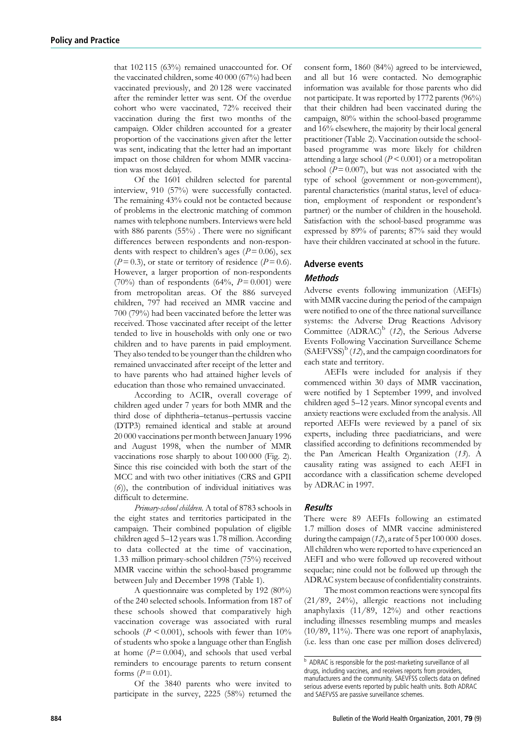that 102 115 (63%) remained unaccounted for. Of the vaccinated children, some 40 000 (67%) had been vaccinated previously, and 20 128 were vaccinated after the reminder letter was sent. Of the overdue cohort who were vaccinated, 72% received their vaccination during the first two months of the campaign. Older children accounted for a greater proportion of the vaccinations given after the letter was sent, indicating that the letter had an important impact on those children for whom MMR vaccination was most delayed.

Of the 1601 children selected for parental interview, 910 (57%) were successfully contacted. The remaining 43% could not be contacted because of problems in the electronic matching of common names with telephone numbers. Interviews were held with 886 parents (55%) . There were no significant differences between respondents and non-respondents with respect to children's ages ($P = 0.06$), sex ($P = 0.3$), or state or territory of residence ($P = 0.6$). However, a larger proportion of non-respondents (70%) than of respondents (64%, $P = 0.001$) were from metropolitan areas. Of the 886 surveyed children, 797 had received an MMR vaccine and 700 (79%) had been vaccinated before the letter was received. Those vaccinated after receipt of the letter tended to live in households with only one or two children and to have parents in paid employment. They also tended to be younger than the children who remained unvaccinated after receipt of the letter and to have parents who had attained higher levels of education than those who remained unvaccinated.

According to ACIR, overall coverage of children aged under 7 years for both MMR and the third dose of diphtheria–tetanus–pertussis vaccine (DTP3) remained identical and stable at around 20 000 vaccinations per month between January 1996 and August 1998, when the number of MMR vaccinations rose sharply to about 100 000 (Fig. 2). Since this rise coincided with both the start of the MCC and with two other initiatives (CRS and GPII (*6*)), the contribution of individual initiatives was difficult to determine.

*Primary-school children*. A total of 8783 schools in the eight states and territories participated in the campaign. Their combined population of eligible children aged 5–12 years was 1.78 million. According to data collected at the time of vaccination, 1.33 million primary-school children (75%) received MMR vaccine within the school-based programme between July and December 1998 (Table 1).

A questionnaire was completed by 192 (80%) of the 240 selected schools. Information from 187 of these schools showed that comparatively high vaccination coverage was associated with rural schools ($P < 0.001$), schools with fewer than 10% of students who spoke a language other than English at home ($P = 0.004$), and schools that used verbal reminders to encourage parents to return consent forms ($P = 0.01$).

Of the 3840 parents who were invited to participate in the survey, 2225 (58%) returned the consent form, 1860 (84%) agreed to be interviewed, and all but 16 were contacted. No demographic information was available for those parents who did not participate. It was reported by 1772 parents (96%) that their children had been vaccinated during the campaign, 80% within the school-based programme and 16% elsewhere, the majority by their local general practitioner (Table 2). Vaccination outside the school-based programme was more likely for children attending a large school ($P < 0.001$) or a metropolitan school ($P = 0.007$), but was not associated with the type of school (government or non-government), parental characteristics (marital status, level of education, employment of respondent or respondent's partner) or the number of children in the household. Satisfaction with the school-based programme was expressed by 89% of parents; 87% said they would have their children vaccinated at school in the future.

## Adverse events

### *Methods*

Adverse events following immunization (AEFIs) with MMR vaccine during the period of the campaign were notified to one of the three national surveillance systems: the Adverse Drug Reactions Advisory Committee (ADRAC)[b] (*12*), the Serious Adverse Events Following Vaccination Surveillance Scheme (SAEFVSS)[b] (*12*), and the campaign coordinators for each state and territory.

AEFIs were included for analysis if they commenced within 30 days of MMR vaccination, were notified by 1 September 1999, and involved children aged 5–12 years. Minor syncopal events and anxiety reactions were excluded from the analysis. All reported AEFIs were reviewed by a panel of six experts, including three paediatricians, and were classified according to definitions recommended by the Pan American Health Organization (*13*). A causality rating was assigned to each AEFI in accordance with a classification scheme developed by ADRAC in 1997.

### *Results*

There were 89 AEFIs following an estimated 1.7 million doses of MMR vaccine administered during the campaign (*12*), a rate of 5 per 100 000 doses. All children who were reported to have experienced an AEFI and who were followed up recovered without sequelae; nine could not be followed up through the ADRAC system because of confidentiality constraints.

The most common reactions were syncopal fits (21/89, 24%), allergic reactions not including anaphylaxis (11/89, 12%) and other reactions including illnesses resembling mumps and measles (10/89, 11%). There was one report of anaphylaxis, (i.e. less than one case per million doses delivered)

[b] ADRAC is responsible for the post-marketing surveillance of all drugs, including vaccines, and receives reports from providers, manufacturers and the community. SAEVFSS collects data on defined serious adverse events reported by public health units. Both ADRAC and SAEFVSS are passive surveillance schemes.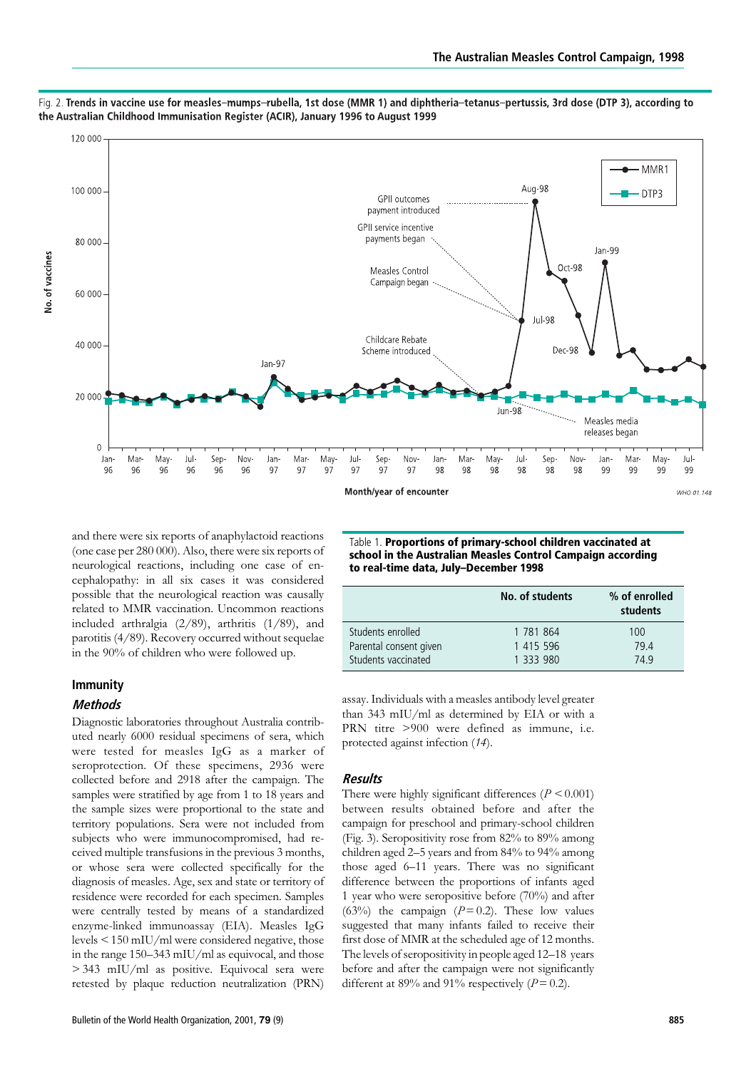Fig. 2. **Trends in vaccine use for measles–mumps–rubella, 1st dose (MMR 1) and diphtheria–tetanus–pertussis, 3rd dose (DTP 3), according to the Australian Childhood Immunisation Register (ACIR), January 1996 to August 1999**

and there were six reports of anaphylactoid reactions (one case per 280 000). Also, there were six reports of neurological reactions, including one case of encephalopathy: in all six cases it was considered possible that the neurological reaction was causally related to MMR vaccination. Uncommon reactions included arthralgia (2/89), arthritis (1/89), and parotitis (4/89). Recovery occurred without sequelae in the 90% of children who were followed up.

## Immunity

### *Methods*

Diagnostic laboratories throughout Australia contributed nearly 6000 residual specimens of sera, which were tested for measles IgG as a marker of seroprotection. Of these specimens, 2936 were collected before and 2918 after the campaign. The samples were stratified by age from 1 to 18 years and the sample sizes were proportional to the state and territory populations. Sera were not included from subjects who were immunocompromised, had received multiple transfusions in the previous 3 months, or whose sera were collected specifically for the diagnosis of measles. Age, sex and state or territory of residence were recorded for each specimen. Samples were centrally tested by means of a standardized enzyme-linked immunoassay (EIA). Measles IgG levels < 150 mIU/ml were considered negative, those in the range 150–343 mIU/ml as equivocal, and those > 343 mIU/ml as positive. Equivocal sera were retested by plaque reduction neutralization (PRN) assay. Individuals with a measles antibody level greater than 343 mIU/ml as determined by EIA or with a PRN titre >900 were defined as immune, i.e. protected against infection (*14*).

Table 1. **Proportions of primary-school children vaccinated at school in the Australian Measles Control Campaign according to real-time data, July–December 1998**

| | No. of students | % of enrolled students |
|---|---|---|
| Students enrolled | 1 781 864 | 100 |
| Parental consent given | 1 415 596 | 79.4 |
| Students vaccinated | 1 333 980 | 74.9 |

### *Results*

There were highly significant differences ($P < 0.001$) between results obtained before and after the campaign for preschool and primary-school children (Fig. 3). Seropositivity rose from 82% to 89% among children aged 2–5 years and from 84% to 94% among those aged 6–11 years. There was no significant difference between the proportions of infants aged 1 year who were seropositive before (70%) and after (63%) the campaign ($P = 0.2$). These low values suggested that many infants failed to receive their first dose of MMR at the scheduled age of 12 months. The levels of seropositivity in people aged 12–18 years before and after the campaign were not significantly different at 89% and 91% respectively ($P = 0.2$).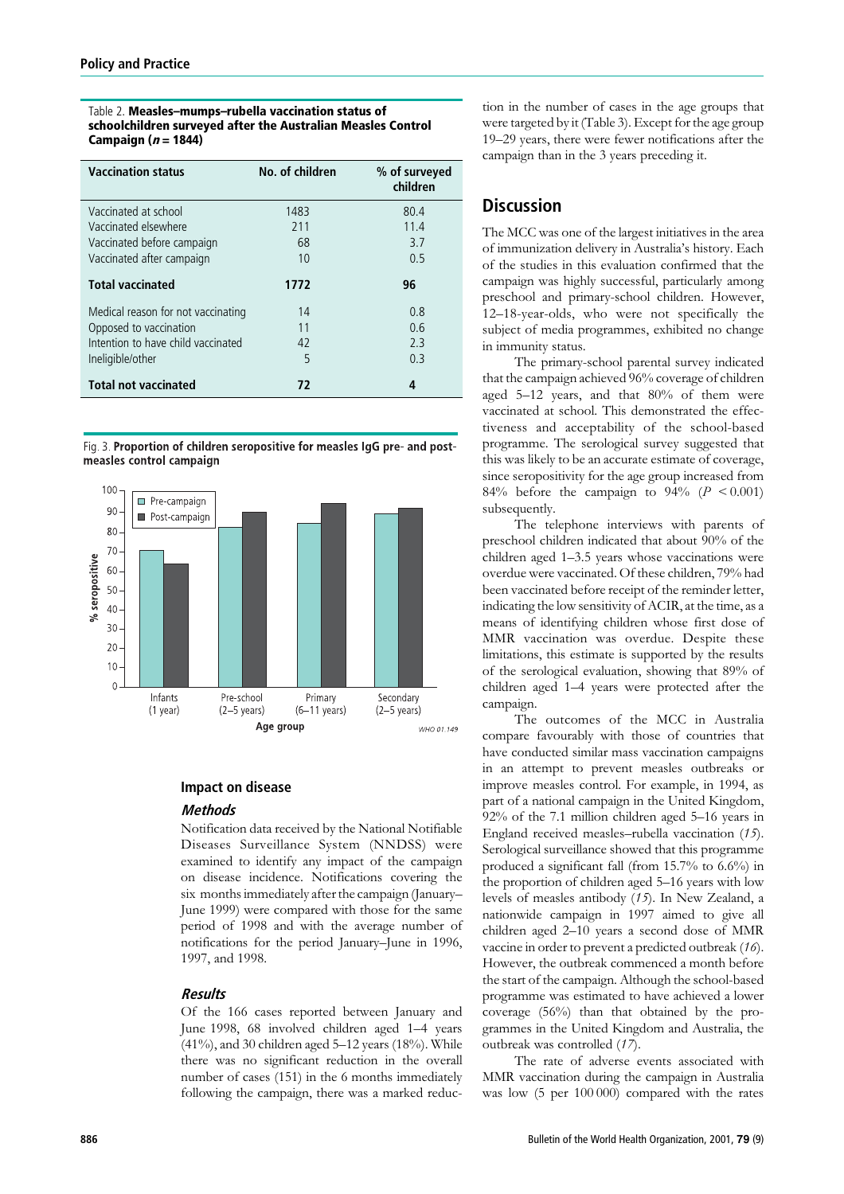Table 2. **Measles–mumps–rubella vaccination status of schoolchildren surveyed after the Australian Measles Control Campaign (*n* = 1844)**

| Vaccination status | No. of children | % of surveyed children |
|---|---|---|
| Vaccinated at school | 1483 | 80.4 |
| Vaccinated elsewhere | 211 | 11.4 |
| Vaccinated before campaign | 68 | 3.7 |
| Vaccinated after campaign | 10 | 0.5 |
| **Total vaccinated** | **1772** | **96** |
| Medical reason for not vaccinating | 14 | 0.8 |
| Opposed to vaccination | 11 | 0.6 |
| Intention to have child vaccinated | 42 | 2.3 |
| Ineligible/other | 5 | 0.3 |
| **Total not vaccinated** | **72** | **4** |

Fig. 3. **Proportion of children seropositive for measles IgG pre- and post-measles control campaign**

WHO 01.149

### Impact on disease

#### *Methods*

Notification data received by the National Notifiable Diseases Surveillance System (NNDSS) were examined to identify any impact of the campaign on disease incidence. Notifications covering the six months immediately after the campaign (January–June 1999) were compared with those for the same period of 1998 and with the average number of notifications for the period January–June in 1996, 1997, and 1998.

#### *Results*

Of the 166 cases reported between January and June 1998, 68 involved children aged 1–4 years (41%), and 30 children aged 5–12 years (18%). While there was no significant reduction in the overall number of cases (151) in the 6 months immediately following the campaign, there was a marked reduction in the number of cases in the age groups that were targeted by it (Table 3). Except for the age group 19–29 years, there were fewer notifications after the campaign than in the 3 years preceding it.

## Discussion

The MCC was one of the largest initiatives in the area of immunization delivery in Australia's history. Each of the studies in this evaluation confirmed that the campaign was highly successful, particularly among preschool and primary-school children. However, 12–18-year-olds, who were not specifically the subject of media programmes, exhibited no change in immunity status.

The primary-school parental survey indicated that the campaign achieved 96% coverage of children aged 5–12 years, and that 80% of them were vaccinated at school. This demonstrated the effectiveness and acceptability of the school-based programme. The serological survey suggested that this was likely to be an accurate estimate of coverage, since seropositivity for the age group increased from 84% before the campaign to 94% ($P < 0.001$) subsequently.

The telephone interviews with parents of preschool children indicated that about 90% of the children aged 1–3.5 years whose vaccinations were overdue were vaccinated. Of these children, 79% had been vaccinated before receipt of the reminder letter, indicating the low sensitivity of ACIR, at the time, as a means of identifying children whose first dose of MMR vaccination was overdue. Despite these limitations, this estimate is supported by the results of the serological evaluation, showing that 89% of children aged 1–4 years were protected after the campaign.

The outcomes of the MCC in Australia compare favourably with those of countries that have conducted similar mass vaccination campaigns in an attempt to prevent measles outbreaks or improve measles control. For example, in 1994, as part of a national campaign in the United Kingdom, 92% of the 7.1 million children aged 5–16 years in England received measles–rubella vaccination (*15*). Serological surveillance showed that this programme produced a significant fall (from 15.7% to 6.6%) in the proportion of children aged 5–16 years with low levels of measles antibody (*15*). In New Zealand, a nationwide campaign in 1997 aimed to give all children aged 2–10 years a second dose of MMR vaccine in order to prevent a predicted outbreak (*16*). However, the outbreak commenced a month before the start of the campaign. Although the school-based programme was estimated to have achieved a lower coverage (56%) than that obtained by the programmes in the United Kingdom and Australia, the outbreak was controlled (*17*).

The rate of adverse events associated with MMR vaccination during the campaign in Australia was low (5 per 100 000) compared with the rates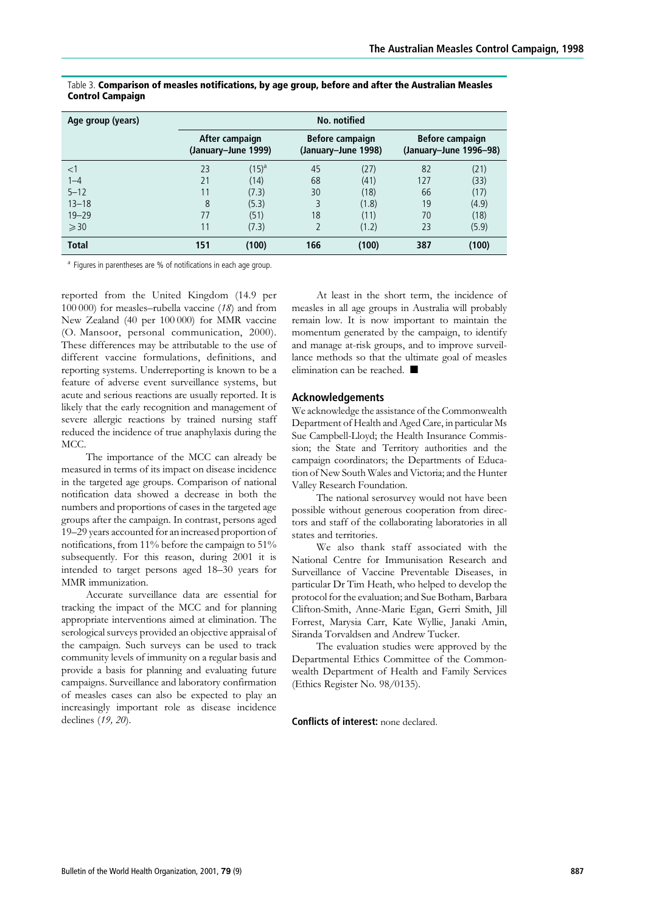Table 3. **Comparison of measles notifications, by age group, before and after the Australian Measles Control Campaign**

| Age group (years) | No. notified | | | | | |
|---|---|---|---|---|---|---|
| | After campaign (January–June 1999) | | Before campaign (January–June 1998) | | Before campaign (January–June 1996–98) | |
| <1 | 23 | (15)[a] | 45 | (27) | 82 | (21) |
| 1–4 | 21 | (14) | 68 | (41) | 127 | (33) |
| 5–12 | 11 | (7.3) | 30 | (18) | 66 | (17) |
| 13–18 | 8 | (5.3) | 3 | (1.8) | 19 | (4.9) |
| 19–29 | 77 | (51) | 18 | (11) | 70 | (18) |
| ⩾30 | 11 | (7.3) | 2 | (1.2) | 23 | (5.9) |
| **Total** | **151** | **(100)** | **166** | **(100)** | **387** | **(100)** |

[a] Figures in parentheses are % of notifications in each age group.

reported from the United Kingdom (14.9 per 100 000) for measles–rubella vaccine (*18*) and from New Zealand (40 per 100 000) for MMR vaccine (O. Mansoor, personal communication, 2000). These differences may be attributable to the use of different vaccine formulations, definitions, and reporting systems. Underreporting is known to be a feature of adverse event surveillance systems, but acute and serious reactions are usually reported. It is likely that the early recognition and management of severe allergic reactions by trained nursing staff reduced the incidence of true anaphylaxis during the MCC.

The importance of the MCC can already be measured in terms of its impact on disease incidence in the targeted age groups. Comparison of national notification data showed a decrease in both the numbers and proportions of cases in the targeted age groups after the campaign. In contrast, persons aged 19–29 years accounted for an increased proportion of notifications, from 11% before the campaign to 51% subsequently. For this reason, during 2001 it is intended to target persons aged 18–30 years for MMR immunization.

Accurate surveillance data are essential for tracking the impact of the MCC and for planning appropriate interventions aimed at elimination. The serological surveys provided an objective appraisal of the campaign. Such surveys can be used to track community levels of immunity on a regular basis and provide a basis for planning and evaluating future campaigns. Surveillance and laboratory confirmation of measles cases can also be expected to play an increasingly important role as disease incidence declines (*19, 20*).

At least in the short term, the incidence of measles in all age groups in Australia will probably remain low. It is now important to maintain the momentum generated by the campaign, to identify and manage at-risk groups, and to improve surveillance methods so that the ultimate goal of measles elimination can be reached. ■

## Acknowledgements

We acknowledge the assistance of the Commonwealth Department of Health and Aged Care, in particular Ms Sue Campbell-Lloyd; the Health Insurance Commission; the State and Territory authorities and the campaign coordinators; the Departments of Education of New South Wales and Victoria; and the Hunter Valley Research Foundation.

The national serosurvey would not have been possible without generous cooperation from directors and staff of the collaborating laboratories in all states and territories.

We also thank staff associated with the National Centre for Immunisation Research and Surveillance of Vaccine Preventable Diseases, in particular Dr Tim Heath, who helped to develop the protocol for the evaluation; and Sue Botham, Barbara Clifton-Smith, Anne-Marie Egan, Gerri Smith, Jill Forrest, Marysia Carr, Kate Wyllie, Janaki Amin, Siranda Torvaldsen and Andrew Tucker.

The evaluation studies were approved by the Departmental Ethics Committee of the Commonwealth Department of Health and Family Services (Ethics Register No. 98/0135).

**Conflicts of interest:** none declared.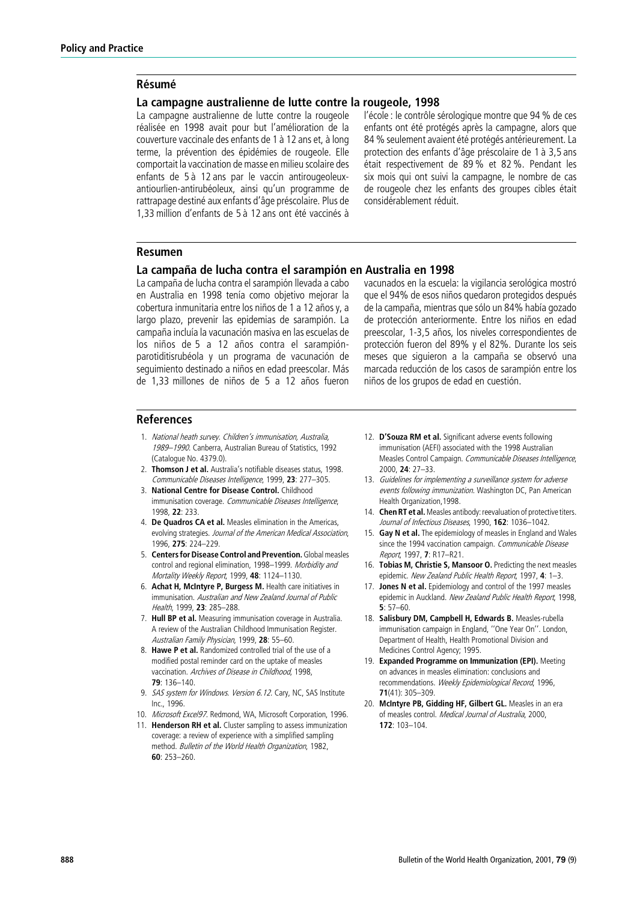## Résumé

### La campagne australienne de lutte contre la rougeole, 1998

La campagne australienne de lutte contre la rougeole réalisée en 1998 avait pour but l'amélioration de la couverture vaccinale des enfants de 1 à 12 ans et, à long terme, la prévention des épidémies de rougeole. Elle comportait la vaccination de masse en milieu scolaire des enfants de 5 à 12 ans par le vaccin antirougeoleux-antiourlien-antirubéoleux, ainsi qu'un programme de rattrapage destiné aux enfants d'âge préscolaire. Plus de 1,33 million d'enfants de 5 à 12 ans ont été vaccinés à l'école : le contrôle sérologique montre que 94 % de ces enfants ont été protégés après la campagne, alors que 84 % seulement avaient été protégés antérieurement. La protection des enfants d'âge préscolaire de 1 à 3,5 ans était respectivement de 89 % et 82 %. Pendant les six mois qui ont suivi la campagne, le nombre de cas de rougeole chez les enfants des groupes cibles était considérablement réduit.

## Resumen

### La campaña de lucha contra el sarampión en Australia en 1998

La campaña de lucha contra el sarampión llevada a cabo en Australia en 1998 tenía como objetivo mejorar la cobertura inmunitaria entre los niños de 1 a 12 años y, a largo plazo, prevenir las epidemias de sarampión. La campaña incluía la vacunación masiva en las escuelas de los niños de 5 a 12 años contra el sarampión-parotiditisrubéola y un programa de vacunación de seguimiento destinado a niños en edad preescolar. Más de 1,33 millones de niños de 5 a 12 años fueron vacunados en la escuela: la vigilancia serológica mostró que el 94% de esos niños quedaron protegidos después de la campaña, mientras que sólo un 84% había gozado de protección anteriormente. Entre los niños en edad preescolar, 1-3,5 años, los niveles correspondientes de protección fueron del 89% y el 82%. Durante los seis meses que siguieron a la campaña se observó una marcada reducción de los casos de sarampión entre los niños de los grupos de edad en cuestión.

## References

1. *National heath survey. Children's immunisation, Australia, 1989–1990*. Canberra, Australian Bureau of Statistics, 1992 (Catalogue No. 4379.0).
2. **Thomson J et al.** Australia's notifiable diseases status, 1998. *Communicable Diseases Intelligence*, 1999, **23**: 277–305.
3. **National Centre for Disease Control.** Childhood immunisation coverage. *Communicable Diseases Intelligence*, 1998, **22**: 233.
4. **De Quadros CA et al.** Measles elimination in the Americas, evolving strategies. *Journal of the American Medical Association*, 1996, **275**: 224–229.
5. **Centers for Disease Control and Prevention.** Global measles control and regional elimination, 1998–1999. *Morbidity and Mortality Weekly Report*, 1999, **48**: 1124–1130.
6. **Achat H, McIntyre P, Burgess M.** Health care initiatives in immunisation. *Australian and New Zealand Journal of Public Health*, 1999, **23**: 285–288.
7. **Hull BP et al.** Measuring immunisation coverage in Australia. A review of the Australian Childhood Immunisation Register. *Australian Family Physician*, 1999, **28**: 55–60.
8. **Hawe P et al.** Randomized controlled trial of the use of a modified postal reminder card on the uptake of measles vaccination. *Archives of Disease in Childhood*, 1998, **79**: 136–140.
9. *SAS system for Windows. Version 6.12*. Cary, NC, SAS Institute Inc., 1996.
10. *Microsoft Excel97*. Redmond, WA, Microsoft Corporation, 1996.
11. **Henderson RH et al.** Cluster sampling to assess immunization coverage: a review of experience with a simplified sampling method. *Bulletin of the World Health Organization*, 1982, **60**: 253–260.
12. **D'Souza RM et al.** Significant adverse events following immunisation (AEFI) associated with the 1998 Australian Measles Control Campaign. *Communicable Diseases Intelligence*, 2000, **24**: 27–33.
13. *Guidelines for implementing a surveillance system for adverse events following immunization*. Washington DC, Pan American Health Organization,1998.
14. **Chen RT et al.** Measles antibody: reevaluation of protective titers. *Journal of Infectious Diseases*, 1990, **162**: 1036–1042.
15. **Gay N et al.** The epidemiology of measles in England and Wales since the 1994 vaccination campaign. *Communicable Disease Report*, 1997, **7**: R17–R21.
16. **Tobias M, Christie S, Mansoor O.** Predicting the next measles epidemic. *New Zealand Public Health Report*, 1997, **4**: 1–3.
17. **Jones N et al.** Epidemiology and control of the 1997 measles epidemic in Auckland. *New Zealand Public Health Report*, 1998, **5**: 57–60.
18. **Salisbury DM, Campbell H, Edwards B.** Measles-rubella immunisation campaign in England, ''One Year On''. London, Department of Health, Health Promotional Division and Medicines Control Agency; 1995.
19. **Expanded Programme on Immunization (EPI).** Meeting on advances in measles elimination: conclusions and recommendations. *Weekly Epidemiological Record*, 1996, **71**(41): 305–309.
20. **McIntyre PB, Gidding HF, Gilbert GL.** Measles in an era of measles control. *Medical Journal of Australia*, 2000, **172**: 103–104.